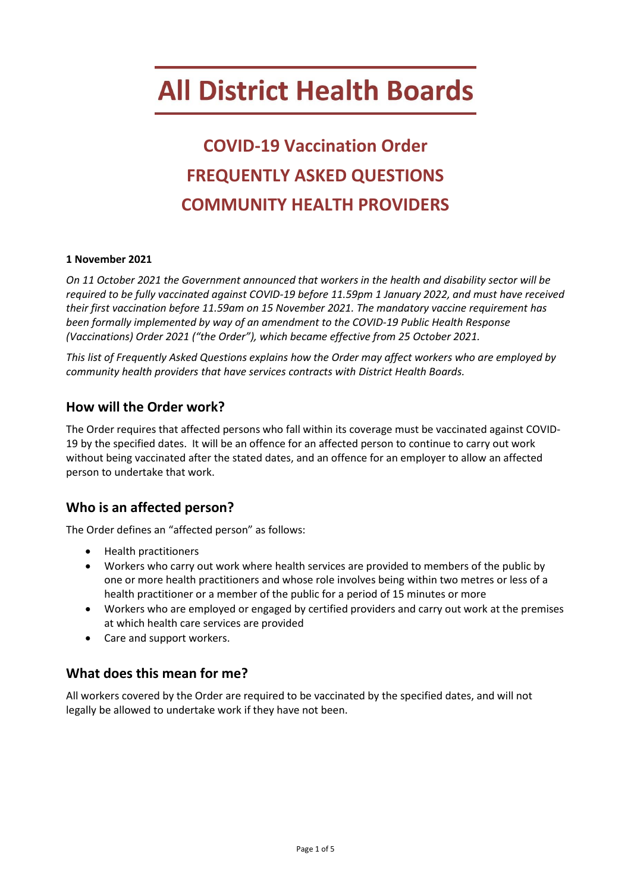# All District Health Boards

## COVID-19 Vaccination Order
## FREQUENTLY ASKED QUESTIONS
## COMMUNITY HEALTH PROVIDERS

**1 November 2021**

*On 11 October 2021 the Government announced that workers in the health and disability sector will be required to be fully vaccinated against COVID-19 before 11.59pm 1 January 2022, and must have received their first vaccination before 11.59am on 15 November 2021. The mandatory vaccine requirement has been formally implemented by way of an amendment to the COVID-19 Public Health Response (Vaccinations) Order 2021 ("the Order"), which became effective from 25 October 2021.*

*This list of Frequently Asked Questions explains how the Order may affect workers who are employed by community health providers that have services contracts with District Health Boards.*

### How will the Order work?

The Order requires that affected persons who fall within its coverage must be vaccinated against COVID-19 by the specified dates. It will be an offence for an affected person to continue to carry out work without being vaccinated after the stated dates, and an offence for an employer to allow an affected person to undertake that work.

### Who is an affected person?

The Order defines an "affected person" as follows:

- Health practitioners
- Workers who carry out work where health services are provided to members of the public by one or more health practitioners and whose role involves being within two metres or less of a health practitioner or a member of the public for a period of 15 minutes or more
- Workers who are employed or engaged by certified providers and carry out work at the premises at which health care services are provided
- Care and support workers.

### What does this mean for me?

All workers covered by the Order are required to be vaccinated by the specified dates, and will not legally be allowed to undertake work if they have not been.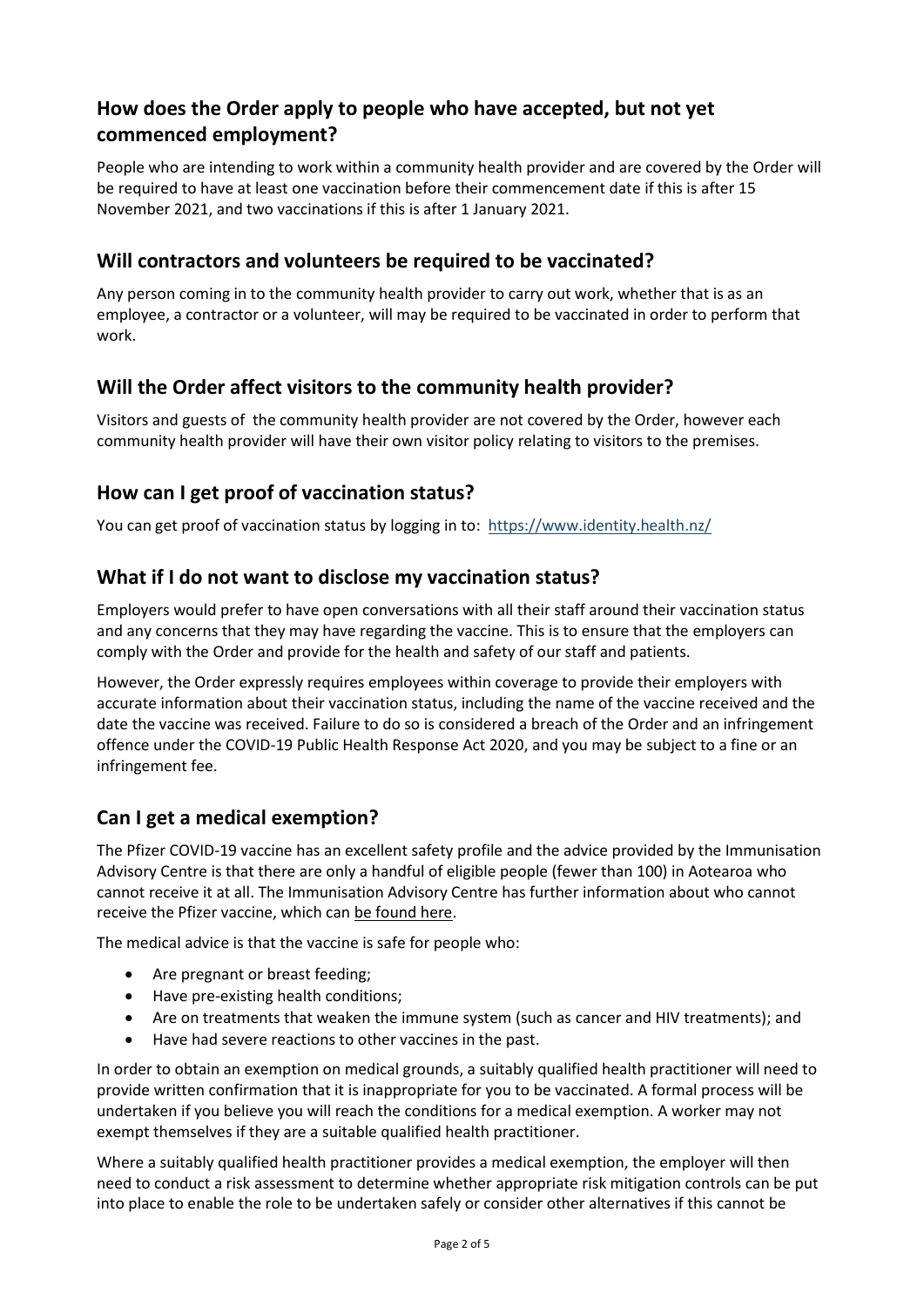## How does the Order apply to people who have accepted, but not yet commenced employment?

People who are intending to work within a community health provider and are covered by the Order will be required to have at least one vaccination before their commencement date if this is after 15 November 2021, and two vaccinations if this is after 1 January 2021.

## Will contractors and volunteers be required to be vaccinated?

Any person coming in to the community health provider to carry out work, whether that is as an employee, a contractor or a volunteer, will may be required to be vaccinated in order to perform that work.

## Will the Order affect visitors to the community health provider?

Visitors and guests of the community health provider are not covered by the Order, however each community health provider will have their own visitor policy relating to visitors to the premises.

## How can I get proof of vaccination status?

You can get proof of vaccination status by logging in to: https://www.identity.health.nz/

## What if I do not want to disclose my vaccination status?

Employers would prefer to have open conversations with all their staff around their vaccination status and any concerns that they may have regarding the vaccine. This is to ensure that the employers can comply with the Order and provide for the health and safety of our staff and patients.

However, the Order expressly requires employees within coverage to provide their employers with accurate information about their vaccination status, including the name of the vaccine received and the date the vaccine was received. Failure to do so is considered a breach of the Order and an infringement offence under the COVID-19 Public Health Response Act 2020, and you may be subject to a fine or an infringement fee.

## Can I get a medical exemption?

The Pfizer COVID-19 vaccine has an excellent safety profile and the advice provided by the Immunisation Advisory Centre is that there are only a handful of eligible people (fewer than 100) in Aotearoa who cannot receive it at all. The Immunisation Advisory Centre has further information about who cannot receive the Pfizer vaccine, which can be found here.

The medical advice is that the vaccine is safe for people who:

- Are pregnant or breast feeding;
- Have pre-existing health conditions;
- Are on treatments that weaken the immune system (such as cancer and HIV treatments); and
- Have had severe reactions to other vaccines in the past.

In order to obtain an exemption on medical grounds, a suitably qualified health practitioner will need to provide written confirmation that it is inappropriate for you to be vaccinated. A formal process will be undertaken if you believe you will reach the conditions for a medical exemption. A worker may not exempt themselves if they are a suitable qualified health practitioner.

Where a suitably qualified health practitioner provides a medical exemption, the employer will then need to conduct a risk assessment to determine whether appropriate risk mitigation controls can be put into place to enable the role to be undertaken safely or consider other alternatives if this cannot be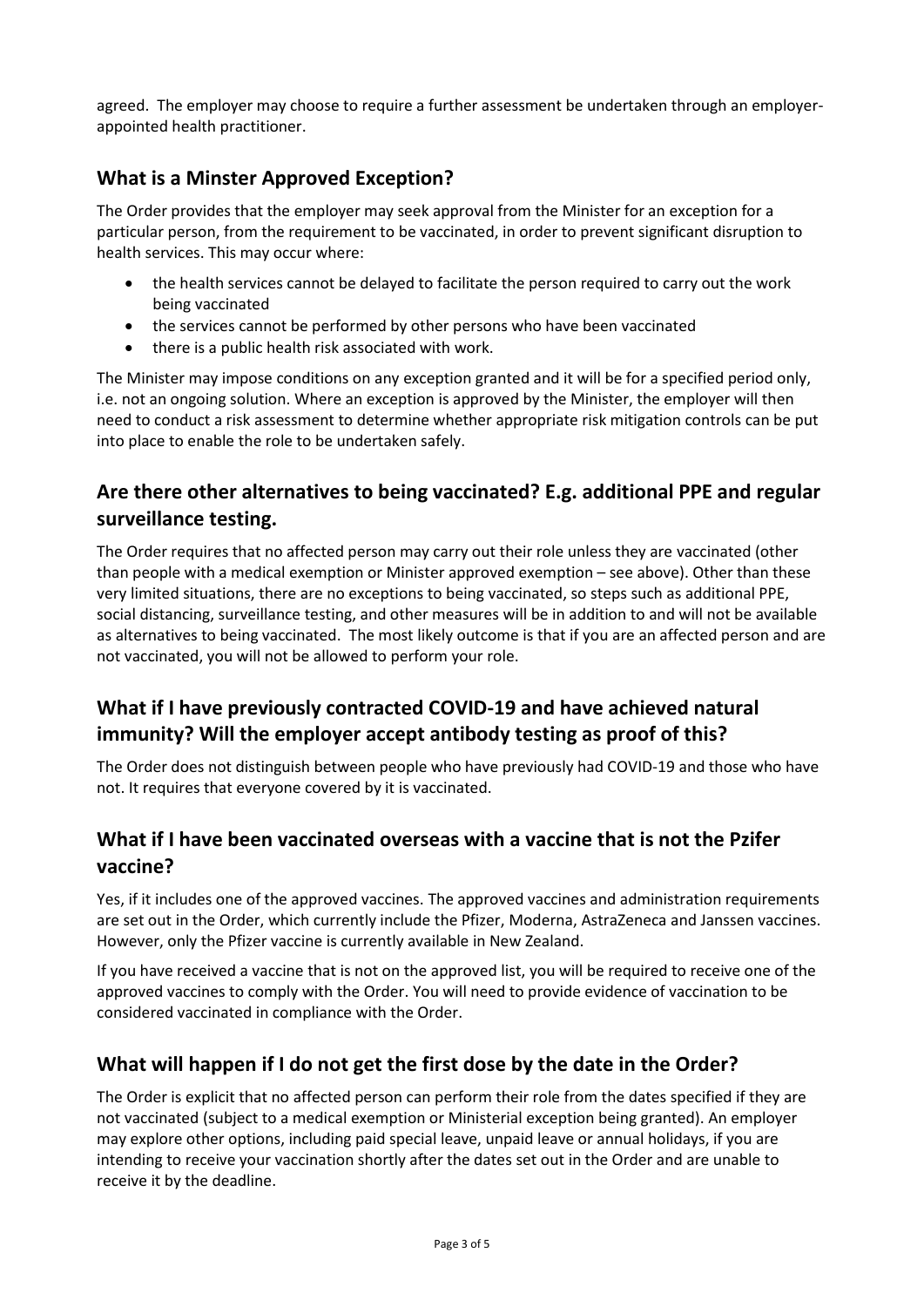agreed. The employer may choose to require a further assessment be undertaken through an employer-appointed health practitioner.

## What is a Minster Approved Exception?

The Order provides that the employer may seek approval from the Minister for an exception for a particular person, from the requirement to be vaccinated, in order to prevent significant disruption to health services. This may occur where:

- the health services cannot be delayed to facilitate the person required to carry out the work being vaccinated
- the services cannot be performed by other persons who have been vaccinated
- there is a public health risk associated with work.

The Minister may impose conditions on any exception granted and it will be for a specified period only, i.e. not an ongoing solution. Where an exception is approved by the Minister, the employer will then need to conduct a risk assessment to determine whether appropriate risk mitigation controls can be put into place to enable the role to be undertaken safely.

## Are there other alternatives to being vaccinated? E.g. additional PPE and regular surveillance testing.

The Order requires that no affected person may carry out their role unless they are vaccinated (other than people with a medical exemption or Minister approved exemption – see above). Other than these very limited situations, there are no exceptions to being vaccinated, so steps such as additional PPE, social distancing, surveillance testing, and other measures will be in addition to and will not be available as alternatives to being vaccinated. The most likely outcome is that if you are an affected person and are not vaccinated, you will not be allowed to perform your role.

## What if I have previously contracted COVID-19 and have achieved natural immunity? Will the employer accept antibody testing as proof of this?

The Order does not distinguish between people who have previously had COVID-19 and those who have not. It requires that everyone covered by it is vaccinated.

## What if I have been vaccinated overseas with a vaccine that is not the Pzifer vaccine?

Yes, if it includes one of the approved vaccines. The approved vaccines and administration requirements are set out in the Order, which currently include the Pfizer, Moderna, AstraZeneca and Janssen vaccines. However, only the Pfizer vaccine is currently available in New Zealand.

If you have received a vaccine that is not on the approved list, you will be required to receive one of the approved vaccines to comply with the Order. You will need to provide evidence of vaccination to be considered vaccinated in compliance with the Order.

## What will happen if I do not get the first dose by the date in the Order?

The Order is explicit that no affected person can perform their role from the dates specified if they are not vaccinated (subject to a medical exemption or Ministerial exception being granted). An employer may explore other options, including paid special leave, unpaid leave or annual holidays, if you are intending to receive your vaccination shortly after the dates set out in the Order and are unable to receive it by the deadline.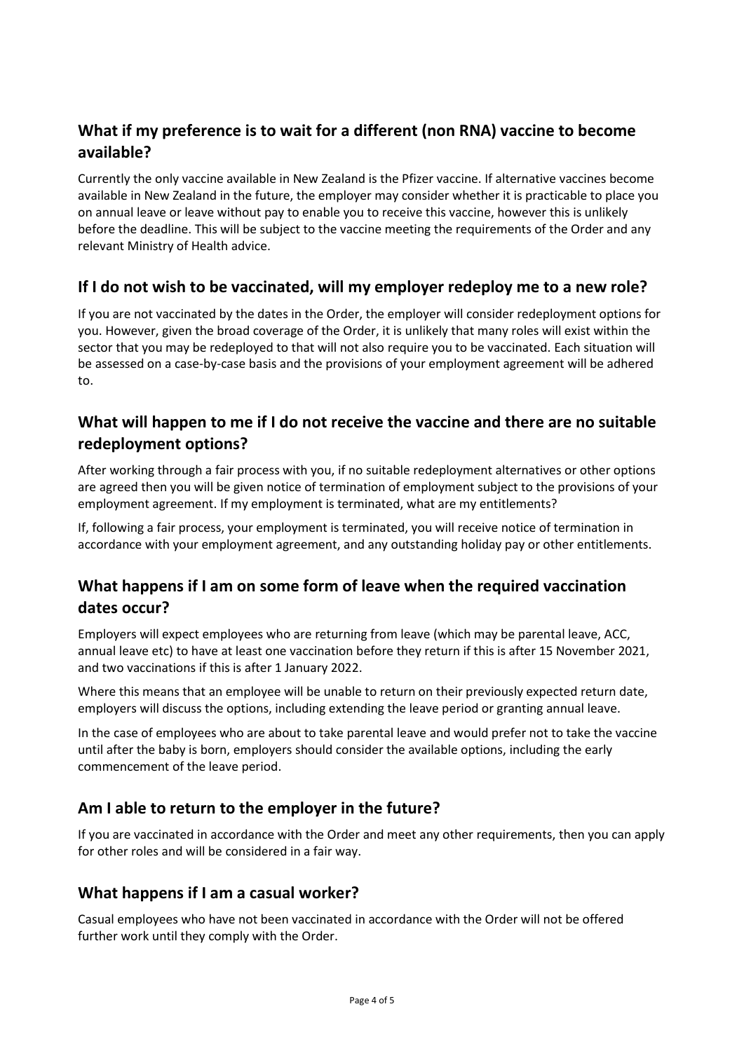## What if my preference is to wait for a different (non RNA) vaccine to become available?

Currently the only vaccine available in New Zealand is the Pfizer vaccine. If alternative vaccines become available in New Zealand in the future, the employer may consider whether it is practicable to place you on annual leave or leave without pay to enable you to receive this vaccine, however this is unlikely before the deadline. This will be subject to the vaccine meeting the requirements of the Order and any relevant Ministry of Health advice.

## If I do not wish to be vaccinated, will my employer redeploy me to a new role?

If you are not vaccinated by the dates in the Order, the employer will consider redeployment options for you. However, given the broad coverage of the Order, it is unlikely that many roles will exist within the sector that you may be redeployed to that will not also require you to be vaccinated. Each situation will be assessed on a case-by-case basis and the provisions of your employment agreement will be adhered to.

## What will happen to me if I do not receive the vaccine and there are no suitable redeployment options?

After working through a fair process with you, if no suitable redeployment alternatives or other options are agreed then you will be given notice of termination of employment subject to the provisions of your employment agreement. If my employment is terminated, what are my entitlements?

If, following a fair process, your employment is terminated, you will receive notice of termination in accordance with your employment agreement, and any outstanding holiday pay or other entitlements.

## What happens if I am on some form of leave when the required vaccination dates occur?

Employers will expect employees who are returning from leave (which may be parental leave, ACC, annual leave etc) to have at least one vaccination before they return if this is after 15 November 2021, and two vaccinations if this is after 1 January 2022.

Where this means that an employee will be unable to return on their previously expected return date, employers will discuss the options, including extending the leave period or granting annual leave.

In the case of employees who are about to take parental leave and would prefer not to take the vaccine until after the baby is born, employers should consider the available options, including the early commencement of the leave period.

## Am I able to return to the employer in the future?

If you are vaccinated in accordance with the Order and meet any other requirements, then you can apply for other roles and will be considered in a fair way.

## What happens if I am a casual worker?

Casual employees who have not been vaccinated in accordance with the Order will not be offered further work until they comply with the Order.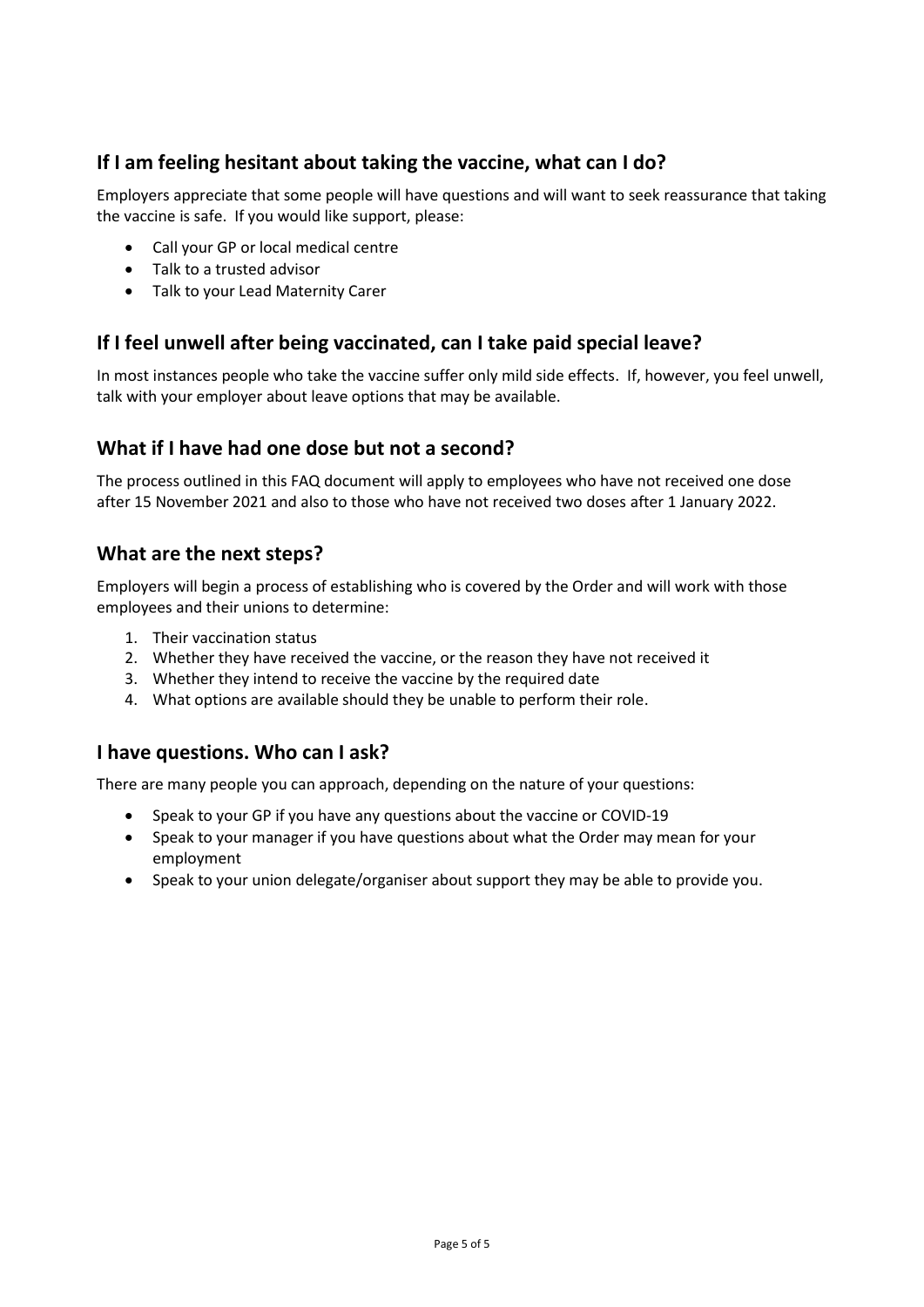## If I am feeling hesitant about taking the vaccine, what can I do?

Employers appreciate that some people will have questions and will want to seek reassurance that taking the vaccine is safe. If you would like support, please:

- Call your GP or local medical centre
- Talk to a trusted advisor
- Talk to your Lead Maternity Carer

## If I feel unwell after being vaccinated, can I take paid special leave?

In most instances people who take the vaccine suffer only mild side effects. If, however, you feel unwell, talk with your employer about leave options that may be available.

## What if I have had one dose but not a second?

The process outlined in this FAQ document will apply to employees who have not received one dose after 15 November 2021 and also to those who have not received two doses after 1 January 2022.

## What are the next steps?

Employers will begin a process of establishing who is covered by the Order and will work with those employees and their unions to determine:

1. Their vaccination status
2. Whether they have received the vaccine, or the reason they have not received it
3. Whether they intend to receive the vaccine by the required date
4. What options are available should they be unable to perform their role.

## I have questions. Who can I ask?

There are many people you can approach, depending on the nature of your questions:

- Speak to your GP if you have any questions about the vaccine or COVID-19
- Speak to your manager if you have questions about what the Order may mean for your employment
- Speak to your union delegate/organiser about support they may be able to provide you.